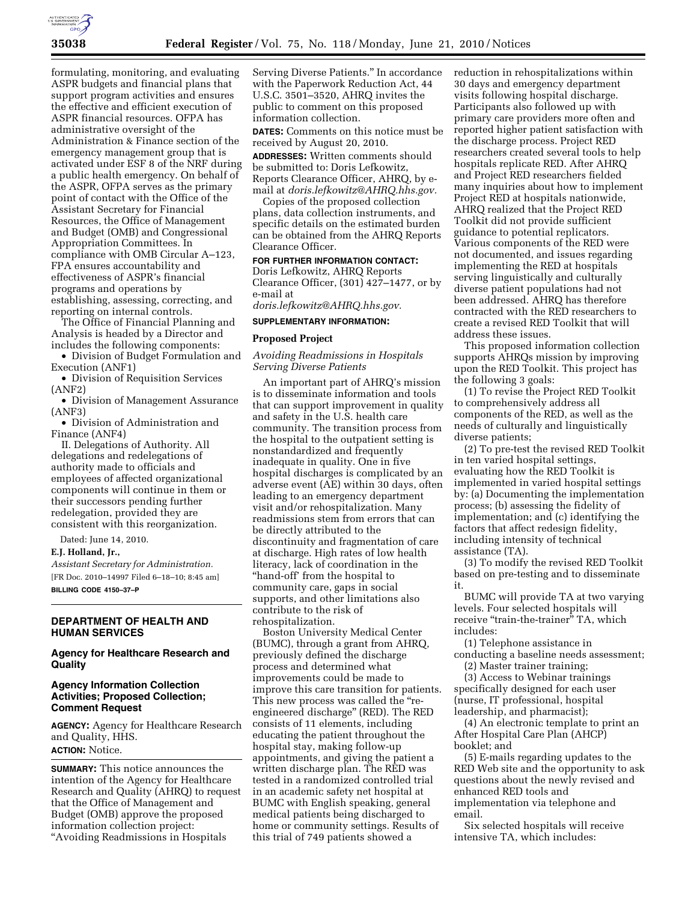formulating, monitoring, and evaluating ASPR budgets and financial plans that support program activities and ensures the effective and efficient execution of ASPR financial resources. OFPA has administrative oversight of the Administration & Finance section of the emergency management group that is activated under ESF 8 of the NRF during a public health emergency. On behalf of the ASPR, OFPA serves as the primary point of contact with the Office of the Assistant Secretary for Financial Resources, the Office of Management and Budget (OMB) and Congressional Appropriation Committees. In compliance with OMB Circular A–123, FPA ensures accountability and effectiveness of ASPR's financial programs and operations by establishing, assessing, correcting, and reporting on internal controls.

The Office of Financial Planning and Analysis is headed by a Director and includes the following components:

- Division of Budget Formulation and Execution (ANF1)
- Division of Requisition Services (ANF2)
- Division of Management Assurance (ANF3)
- Division of Administration and Finance (ANF4)

II. Delegations of Authority. All delegations and redelegations of authority made to officials and employees of affected organizational components will continue in them or their successors pending further redelegation, provided they are consistent with this reorganization.

Dated: June 14, 2010.

**E.J. Holland, Jr.,**

*Assistant Secretary for Administration.*

[FR Doc. 2010–14997 Filed 6–18–10; 8:45 am]

**BILLING CODE 4150–37–P**

## DEPARTMENT OF HEALTH AND HUMAN SERVICES

### Agency for Healthcare Research and Quality

### Agency Information Collection Activities; Proposed Collection; Comment Request

**AGENCY:** Agency for Healthcare Research and Quality, HHS.

**ACTION:** Notice.

**SUMMARY:** This notice announces the intention of the Agency for Healthcare Research and Quality (AHRQ) to request that the Office of Management and Budget (OMB) approve the proposed information collection project: "Avoiding Readmissions in Hospitals Serving Diverse Patients." In accordance with the Paperwork Reduction Act, 44 U.S.C. 3501–3520, AHRQ invites the public to comment on this proposed information collection.

**DATES:** Comments on this notice must be received by August 20, 2010.

**ADDRESSES:** Written comments should be submitted to: Doris Lefkowitz, Reports Clearance Officer, AHRQ, by e-mail at *doris.lefkowitz@AHRQ.hhs.gov.*

Copies of the proposed collection plans, data collection instruments, and specific details on the estimated burden can be obtained from the AHRQ Reports Clearance Officer.

**FOR FURTHER INFORMATION CONTACT:** Doris Lefkowitz, AHRQ Reports Clearance Officer, (301) 427–1477, or by e-mail at *doris.lefkowitz@AHRQ.hhs.gov.*

**SUPPLEMENTARY INFORMATION:**

### Proposed Project

*Avoiding Readmissions in Hospitals Serving Diverse Patients*

An important part of AHRQ's mission is to disseminate information and tools that can support improvement in quality and safety in the U.S. health care community. The transition process from the hospital to the outpatient setting is nonstandardized and frequently inadequate in quality. One in five hospital discharges is complicated by an adverse event (AE) within 30 days, often leading to an emergency department visit and/or rehospitalization. Many readmissions stem from errors that can be directly attributed to the discontinuity and fragmentation of care at discharge. High rates of low health literacy, lack of coordination in the "hand-off" from the hospital to community care, gaps in social supports, and other limitations also contribute to the risk of rehospitalization.

Boston University Medical Center (BUMC), through a grant from AHRQ, previously defined the discharge process and determined what improvements could be made to improve this care transition for patients. This new process was called the "re-engineered discharge" (RED). The RED consists of 11 elements, including educating the patient throughout the hospital stay, making follow-up appointments, and giving the patient a written discharge plan. The RED was tested in a randomized controlled trial in an academic safety net hospital at BUMC with English speaking, general medical patients being discharged to home or community settings. Results of this trial of 749 patients showed a reduction in rehospitalizations within 30 days and emergency department visits following hospital discharge. Participants also followed up with primary care providers more often and reported higher patient satisfaction with the discharge process. Project RED researchers created several tools to help hospitals replicate RED. After AHRQ and Project RED researchers fielded many inquiries about how to implement Project RED at hospitals nationwide, AHRQ realized that the Project RED Toolkit did not provide sufficient guidance to potential replicators. Various components of the RED were not documented, and issues regarding implementing the RED at hospitals serving linguistically and culturally diverse patient populations had not been addressed. AHRQ has therefore contracted with the RED researchers to create a revised RED Toolkit that will address these issues.

This proposed information collection supports AHRQs mission by improving upon the RED Toolkit. This project has the following 3 goals:

(1) To revise the Project RED Toolkit to comprehensively address all components of the RED, as well as the needs of culturally and linguistically diverse patients;

(2) To pre-test the revised RED Toolkit in ten varied hospital settings, evaluating how the RED Toolkit is implemented in varied hospital settings by: (a) Documenting the implementation process; (b) assessing the fidelity of implementation; and (c) identifying the factors that affect redesign fidelity, including intensity of technical assistance (TA).

(3) To modify the revised RED Toolkit based on pre-testing and to disseminate it.

BUMC will provide TA at two varying levels. Four selected hospitals will receive "train-the-trainer" TA, which includes:

(1) Telephone assistance in conducting a baseline needs assessment;

(2) Master trainer training;

(3) Access to Webinar trainings specifically designed for each user (nurse, IT professional, hospital leadership, and pharmacist);

(4) An electronic template to print an After Hospital Care Plan (AHCP) booklet; and

(5) E-mails regarding updates to the RED Web site and the opportunity to ask questions about the newly revised and enhanced RED tools and implementation via telephone and email.

Six selected hospitals will receive intensive TA, which includes: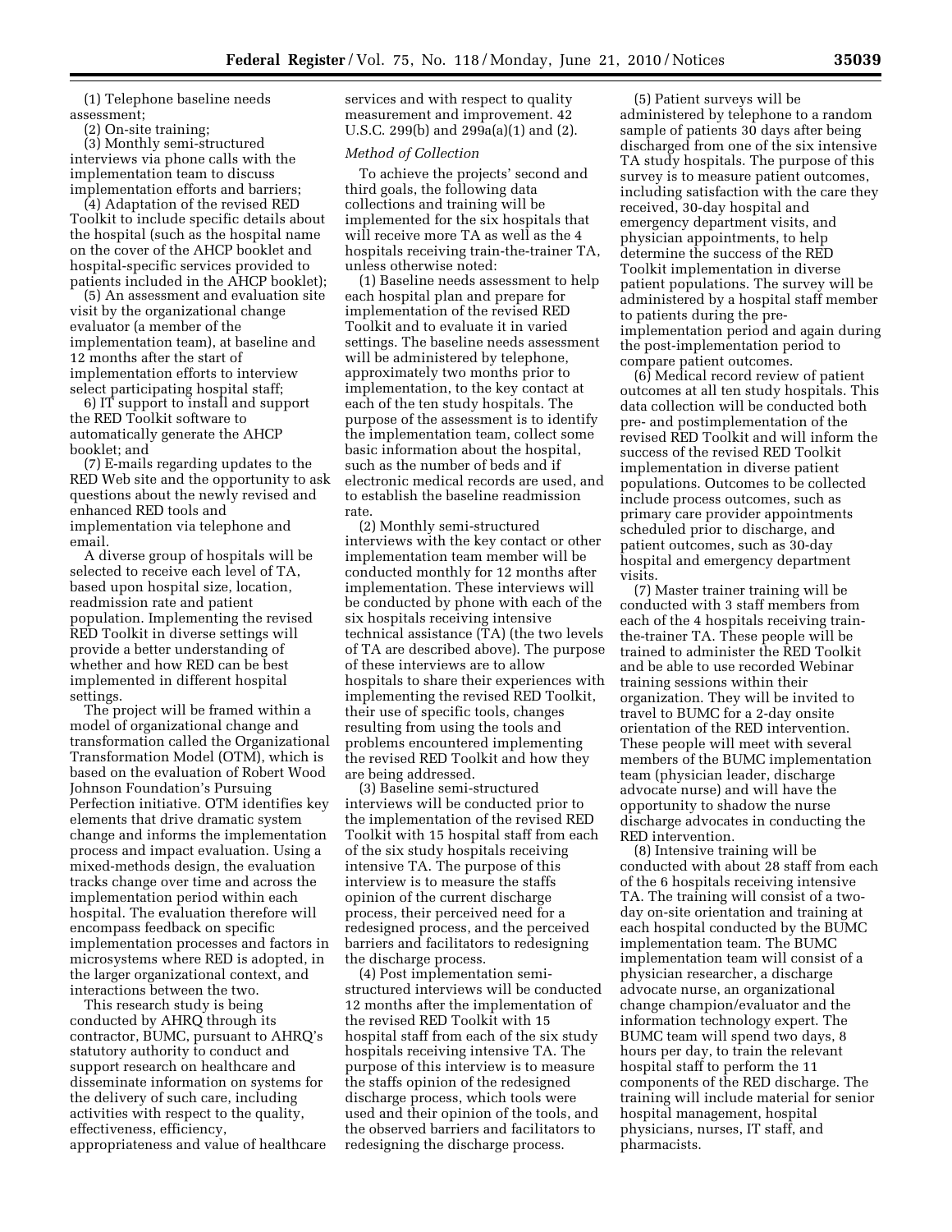(1) Telephone baseline needs assessment;

(2) On-site training;

(3) Monthly semi-structured interviews via phone calls with the implementation team to discuss implementation efforts and barriers;

(4) Adaptation of the revised RED Toolkit to include specific details about the hospital (such as the hospital name on the cover of the AHCP booklet and hospital-specific services provided to patients included in the AHCP booklet);

(5) An assessment and evaluation site visit by the organizational change evaluator (a member of the implementation team), at baseline and 12 months after the start of implementation efforts to interview select participating hospital staff;

6) IT support to install and support the RED Toolkit software to automatically generate the AHCP booklet; and

(7) E-mails regarding updates to the RED Web site and the opportunity to ask questions about the newly revised and enhanced RED tools and implementation via telephone and email.

A diverse group of hospitals will be selected to receive each level of TA, based upon hospital size, location, readmission rate and patient population. Implementing the revised RED Toolkit in diverse settings will provide a better understanding of whether and how RED can be best implemented in different hospital settings.

The project will be framed within a model of organizational change and transformation called the Organizational Transformation Model (OTM), which is based on the evaluation of Robert Wood Johnson Foundation's Pursuing Perfection initiative. OTM identifies key elements that drive dramatic system change and informs the implementation process and impact evaluation. Using a mixed-methods design, the evaluation tracks change over time and across the implementation period within each hospital. The evaluation therefore will encompass feedback on specific implementation processes and factors in microsystems where RED is adopted, in the larger organizational context, and interactions between the two.

This research study is being conducted by AHRQ through its contractor, BUMC, pursuant to AHRQ's statutory authority to conduct and support research on healthcare and disseminate information on systems for the delivery of such care, including activities with respect to the quality, effectiveness, efficiency, appropriateness and value of healthcare services and with respect to quality measurement and improvement. 42 U.S.C. 299(b) and 299a(a)(1) and (2).

*Method of Collection*

To achieve the projects' second and third goals, the following data collections and training will be implemented for the six hospitals that will receive more TA as well as the 4 hospitals receiving train-the-trainer TA, unless otherwise noted:

(1) Baseline needs assessment to help each hospital plan and prepare for implementation of the revised RED Toolkit and to evaluate it in varied settings. The baseline needs assessment will be administered by telephone, approximately two months prior to implementation, to the key contact at each of the ten study hospitals. The purpose of the assessment is to identify the implementation team, collect some basic information about the hospital, such as the number of beds and if electronic medical records are used, and to establish the baseline readmission rate.

(2) Monthly semi-structured interviews with the key contact or other implementation team member will be conducted monthly for 12 months after implementation. These interviews will be conducted by phone with each of the six hospitals receiving intensive technical assistance (TA) (the two levels of TA are described above). The purpose of these interviews are to allow hospitals to share their experiences with implementing the revised RED Toolkit, their use of specific tools, changes resulting from using the tools and problems encountered implementing the revised RED Toolkit and how they are being addressed.

(3) Baseline semi-structured interviews will be conducted prior to the implementation of the revised RED Toolkit with 15 hospital staff from each of the six study hospitals receiving intensive TA. The purpose of this interview is to measure the staffs opinion of the current discharge process, their perceived need for a redesigned process, and the perceived barriers and facilitators to redesigning the discharge process.

(4) Post implementation semi-structured interviews will be conducted 12 months after the implementation of the revised RED Toolkit with 15 hospital staff from each of the six study hospitals receiving intensive TA. The purpose of this interview is to measure the staffs opinion of the redesigned discharge process, which tools were used and their opinion of the tools, and the observed barriers and facilitators to redesigning the discharge process.

(5) Patient surveys will be administered by telephone to a random sample of patients 30 days after being discharged from one of the six intensive TA study hospitals. The purpose of this survey is to measure patient outcomes, including satisfaction with the care they received, 30-day hospital and emergency department visits, and physician appointments, to help determine the success of the RED Toolkit implementation in diverse patient populations. The survey will be administered by a hospital staff member to patients during the pre-implementation period and again during the post-implementation period to compare patient outcomes.

(6) Medical record review of patient outcomes at all ten study hospitals. This data collection will be conducted both pre- and postimplementation of the revised RED Toolkit and will inform the success of the revised RED Toolkit implementation in diverse patient populations. Outcomes to be collected include process outcomes, such as primary care provider appointments scheduled prior to discharge, and patient outcomes, such as 30-day hospital and emergency department visits.

(7) Master trainer training will be conducted with 3 staff members from each of the 4 hospitals receiving train-the-trainer TA. These people will be trained to administer the RED Toolkit and be able to use recorded Webinar training sessions within their organization. They will be invited to travel to BUMC for a 2-day onsite orientation of the RED intervention. These people will meet with several members of the BUMC implementation team (physician leader, discharge advocate nurse) and will have the opportunity to shadow the nurse discharge advocates in conducting the RED intervention.

(8) Intensive training will be conducted with about 28 staff from each of the 6 hospitals receiving intensive TA. The training will consist of a two-day on-site orientation and training at each hospital conducted by the BUMC implementation team. The BUMC implementation team will consist of a physician researcher, a discharge advocate nurse, an organizational change champion/evaluator and the information technology expert. The BUMC team will spend two days, 8 hours per day, to train the relevant hospital staff to perform the 11 components of the RED discharge. The training will include material for senior hospital management, hospital physicians, nurses, IT staff, and pharmacists.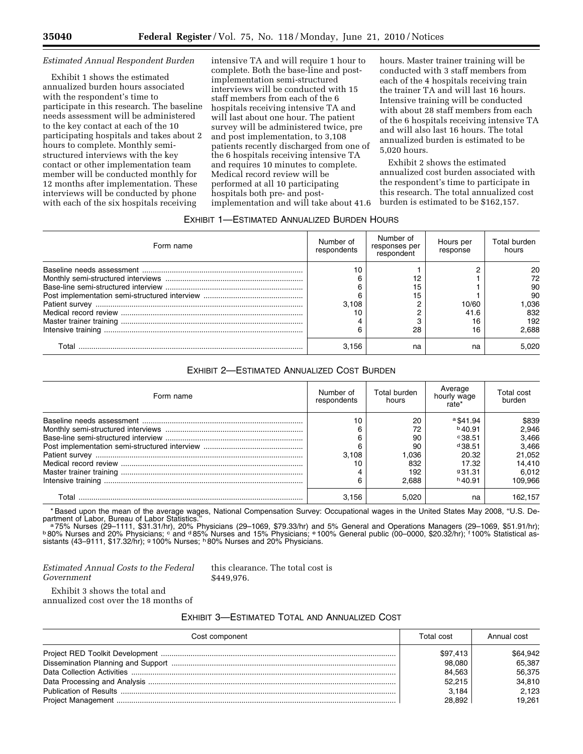*Estimated Annual Respondent Burden*

Exhibit 1 shows the estimated annualized burden hours associated with the respondent's time to participate in this research. The baseline needs assessment will be administered to the key contact at each of the 10 participating hospitals and takes about 2 hours to complete. Monthly semi-structured interviews with the key contact or other implementation team member will be conducted monthly for 12 months after implementation. These interviews will be conducted by phone with each of the six hospitals receiving intensive TA and will require 1 hour to complete. Both the base-line and post-implementation semi-structured interviews will be conducted with 15 staff members from each of the 6 hospitals receiving intensive TA and will last about one hour. The patient survey will be administered twice, pre and post implementation, to 3,108 patients recently discharged from one of the 6 hospitals receiving intensive TA and requires 10 minutes to complete. Medical record review will be performed at all 10 participating hospitals both pre- and post-implementation and will take about 41.6 hours. Master trainer training will be conducted with 3 staff members from each of the 4 hospitals receiving train the trainer TA and will last 16 hours. Intensive training will be conducted with about 28 staff members from each of the 6 hospitals receiving intensive TA and will also last 16 hours. The total annualized burden is estimated to be 5,020 hours.

Exhibit 2 shows the estimated annualized cost burden associated with the respondent's time to participate in this research. The total annualized cost burden is estimated to be $162,157.

EXHIBIT 1—ESTIMATED ANNUALIZED BURDEN HOURS

| Form name | Number of respondents | Number of responses per respondent | Hours per response | Total burden hours |
|---|---|---|---|---|
| Baseline needs assessment | 10 | 1 | 2 | 20 |
| Monthly semi-structured interviews | 6 | 12 | 1 | 72 |
| Base-line semi-structured interview | 6 | 15 | 1 | 90 |
| Post implementation semi-structured interview | 6 | 15 | 1 | 90 |
| Patient survey | 3,108 | 2 | 10/60 | 1,036 |
| Medical record review | 10 | 2 | 41.6 | 832 |
| Master trainer training | 4 | 3 | 16 | 192 |
| Intensive training | 6 | 28 | 16 | 2,688 |
| Total | 3,156 | na | na | 5,020 |

EXHIBIT 2—ESTIMATED ANNUALIZED COST BURDEN

| Form name | Number of respondents | Total burden hours | Average hourly wage rate* | Total cost burden |
|---|---|---|---|---|
| Baseline needs assessment | 10 | 20 | [a] $41.94 | $839 |
| Monthly semi-structured interviews | 6 | 72 | [b] 40.91 | 2,946 |
| Base-line semi-structured interview | 6 | 90 | [c] 38.51 | 3,466 |
| Post implementation semi-structured interview | 6 | 90 | [d] 38.51 | 3,466 |
| Patient survey | 3,108 | 1,036 | 20.32 | 21,052 |
| Medical record review | 10 | 832 | 17.32 | 14,410 |
| Master trainer training | 4 | 192 | [g] 31.31 | 6,012 |
| Intensive training | 6 | 2,688 | [h] 40.91 | 109,966 |
| Total | 3,156 | 5,020 | na | 162,157 |

\* Based upon the mean of the average wages, National Compensation Survey: Occupational wages in the United States May 2008, "U.S. Department of Labor, Bureau of Labor Statistics."

[a] 75% Nurses (29–1111, $31.31/hr), 20% Physicians (29–1069, $79.33/hr) and 5% General and Operations Managers (29–1069, $51.91/hr); [b] 80% Nurses and 20% Physicians; [c] and [d] 85% Nurses and 15% Physicians; [e] 100% General public (00–0000, $20.32/hr); [f] 100% Statistical assistants (43–9111, $17.32/hr); [g] 100% Nurses; [h] 80% Nurses and 20% Physicians.

*Estimated Annual Costs to the Federal Government*

Exhibit 3 shows the total and annualized cost over the 18 months of this clearance. The total cost is $449,976.

EXHIBIT 3—ESTIMATED TOTAL AND ANNUALIZED COST

| Cost component | Total cost | Annual cost |
|---|---|---|
| Project RED Toolkit Development | $97,413 | $64,942 |
| Dissemination Planning and Support | 98,080 | 65,387 |
| Data Collection Activities | 84,563 | 56,375 |
| Data Processing and Analysis | 52,215 | 34,810 |
| Publication of Results | 3,184 | 2,123 |
| Project Management | 28,892 | 19,261 |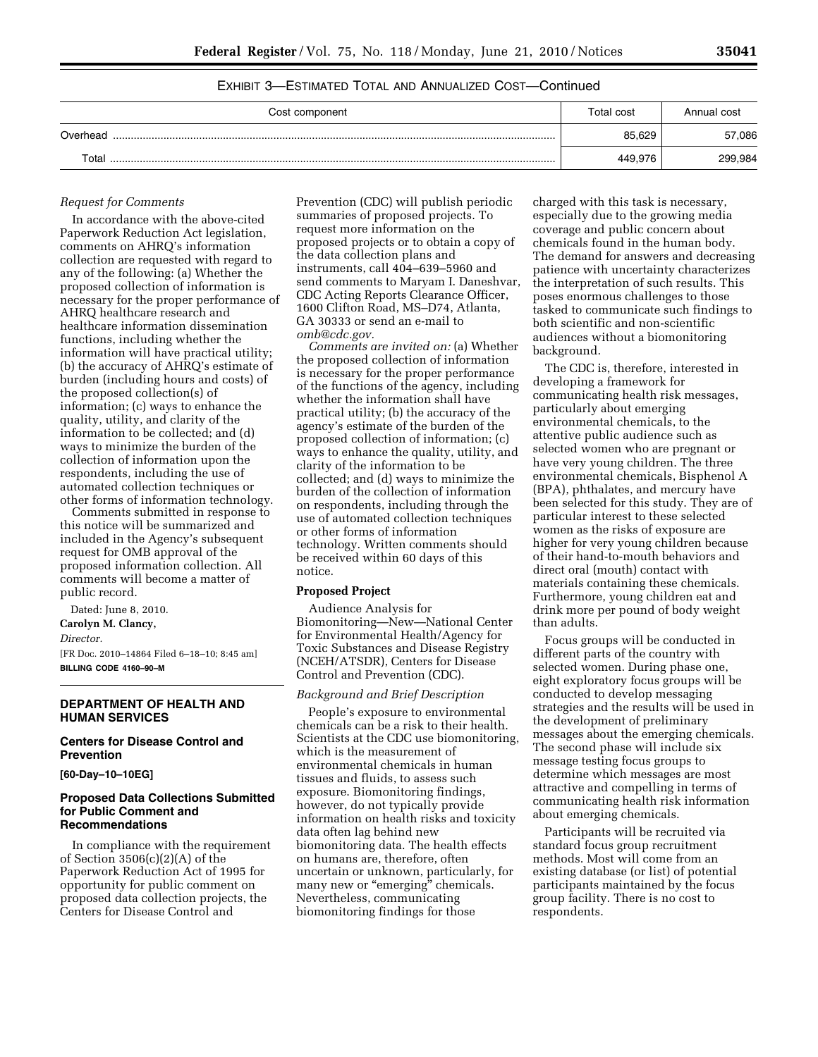EXHIBIT 3—ESTIMATED TOTAL AND ANNUALIZED COST—Continued

| Cost component | Total cost | Annual cost |
|---|---|---|
| Overhead | 85,629 | 57,086 |
| Total | 449,976 | 299,984 |

*Request for Comments*

In accordance with the above-cited Paperwork Reduction Act legislation, comments on AHRQ's information collection are requested with regard to any of the following: (a) Whether the proposed collection of information is necessary for the proper performance of AHRQ healthcare research and healthcare information dissemination functions, including whether the information will have practical utility; (b) the accuracy of AHRQ's estimate of burden (including hours and costs) of the proposed collection(s) of information; (c) ways to enhance the quality, utility, and clarity of the information to be collected; and (d) ways to minimize the burden of the collection of information upon the respondents, including the use of automated collection techniques or other forms of information technology.

Comments submitted in response to this notice will be summarized and included in the Agency's subsequent request for OMB approval of the proposed information collection. All comments will become a matter of public record.

Dated: June 8, 2010.

**Carolyn M. Clancy,**

*Director.*

[FR Doc. 2010–14864 Filed 6–18–10; 8:45 am]

**BILLING CODE 4160–90–M**

## DEPARTMENT OF HEALTH AND HUMAN SERVICES

### Centers for Disease Control and Prevention

**[60-Day–10–10EG]**

### Proposed Data Collections Submitted for Public Comment and Recommendations

In compliance with the requirement of Section 3506(c)(2)(A) of the Paperwork Reduction Act of 1995 for opportunity for public comment on proposed data collection projects, the Centers for Disease Control and Prevention (CDC) will publish periodic summaries of proposed projects. To request more information on the proposed projects or to obtain a copy of the data collection plans and instruments, call 404–639–5960 and send comments to Maryam I. Daneshvar, CDC Acting Reports Clearance Officer, 1600 Clifton Road, MS–D74, Atlanta, GA 30333 or send an e-mail to *omb@cdc.gov.*

*Comments are invited on:* (a) Whether the proposed collection of information is necessary for the proper performance of the functions of the agency, including whether the information shall have practical utility; (b) the accuracy of the agency's estimate of the burden of the proposed collection of information; (c) ways to enhance the quality, utility, and clarity of the information to be collected; and (d) ways to minimize the burden of the collection of information on respondents, including through the use of automated collection techniques or other forms of information technology. Written comments should be received within 60 days of this notice.

**Proposed Project**

Audience Analysis for Biomonitoring—New—National Center for Environmental Health/Agency for Toxic Substances and Disease Registry (NCEH/ATSDR), Centers for Disease Control and Prevention (CDC).

*Background and Brief Description*

People's exposure to environmental chemicals can be a risk to their health. Scientists at the CDC use biomonitoring, which is the measurement of environmental chemicals in human tissues and fluids, to assess such exposure. Biomonitoring findings, however, do not typically provide information on health risks and toxicity data often lag behind new biomonitoring data. The health effects on humans are, therefore, often uncertain or unknown, particularly, for many new or "emerging" chemicals. Nevertheless, communicating biomonitoring findings for those charged with this task is necessary, especially due to the growing media coverage and public concern about chemicals found in the human body. The demand for answers and decreasing patience with uncertainty characterizes the interpretation of such results. This poses enormous challenges to those tasked to communicate such findings to both scientific and non-scientific audiences without a biomonitoring background.

The CDC is, therefore, interested in developing a framework for communicating health risk messages, particularly about emerging environmental chemicals, to the attentive public audience such as selected women who are pregnant or have very young children. The three environmental chemicals, Bisphenol A (BPA), phthalates, and mercury have been selected for this study. They are of particular interest to these selected women as the risks of exposure are higher for very young children because of their hand-to-mouth behaviors and direct oral (mouth) contact with materials containing these chemicals. Furthermore, young children eat and drink more per pound of body weight than adults.

Focus groups will be conducted in different parts of the country with selected women. During phase one, eight exploratory focus groups will be conducted to develop messaging strategies and the results will be used in the development of preliminary messages about the emerging chemicals. The second phase will include six message testing focus groups to determine which messages are most attractive and compelling in terms of communicating health risk information about emerging chemicals.

Participants will be recruited via standard focus group recruitment methods. Most will come from an existing database (or list) of potential participants maintained by the focus group facility. There is no cost to respondents.